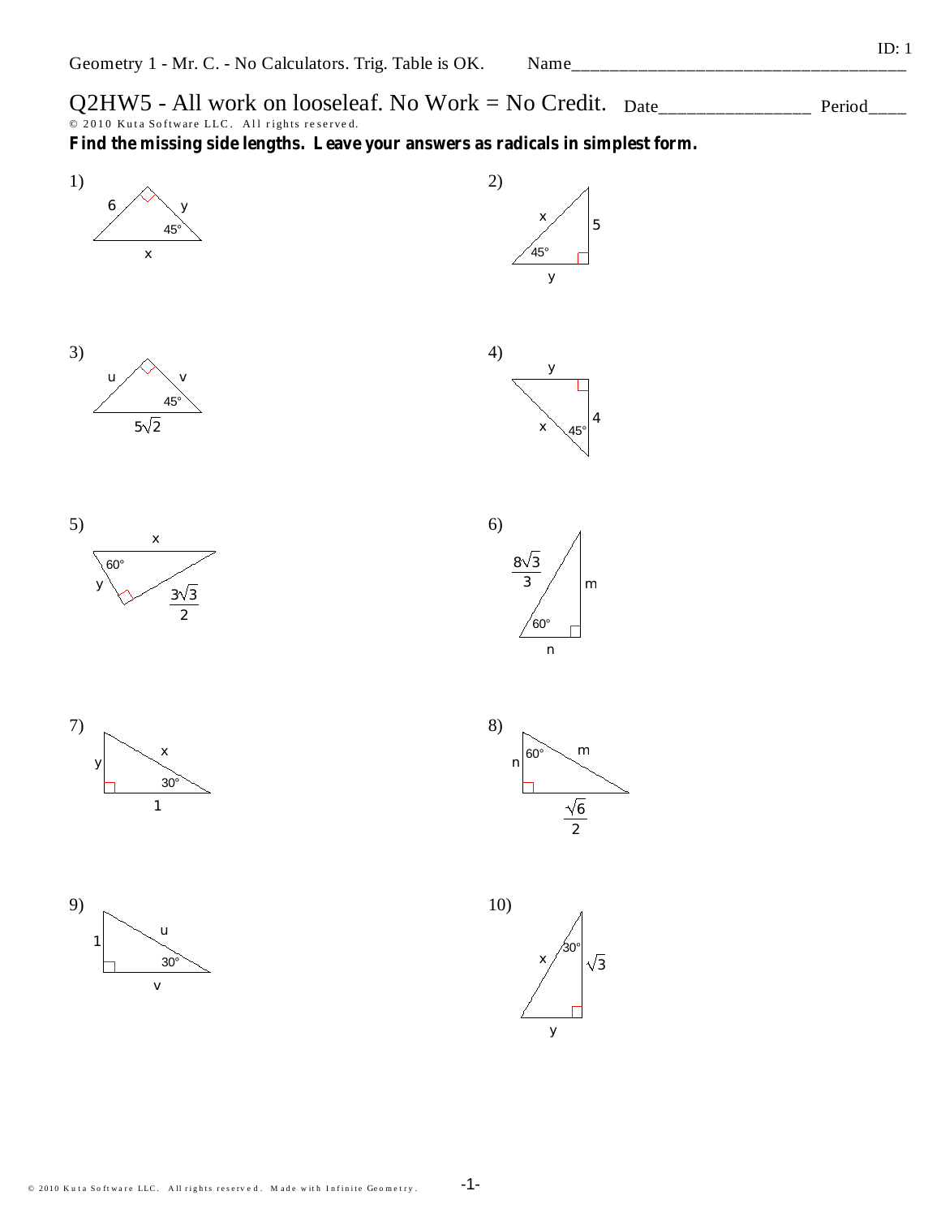ID: 1

Geometry 1 - Mr. C. - No Calculators. Trig. Table is OK. Name_______________________________________

# Q2HW5 - All work on looseleaf. No Work = No Credit.

Date________________ Period____

© 2010 Kuta Software LLC. All rights reserved.

**Find the missing side lengths. Leave your answers as radicals in simplest form.**

1) Legs: $6$, $y$; hypotenuse: $x$; angle: $45°$

2) Legs: $5$, $y$; hypotenuse: $x$; angle: $45°$

3) Legs: $u$, $v$; hypotenuse: $5\sqrt{2}$; angle: $45°$

4) Legs: $y$, $4$; hypotenuse: $x$; angle: $45°$

5) Legs: $y$, $\frac{3\sqrt{3}}{2}$; hypotenuse: $x$; angle: $60°$

6) Legs: $m$, $n$; hypotenuse: $\frac{8\sqrt{3}}{3}$; angle: $60°$

7) Legs: $y$, $1$; hypotenuse: $x$; angle: $30°$

8) Legs: $n$, $\frac{\sqrt{6}}{2}$; hypotenuse: $m$; angle: $60°$

9) Legs: $1$, $v$; hypotenuse: $u$; angle: $30°$

10) Legs: $\sqrt{3}$, $y$; hypotenuse: $x$; angle: $30°$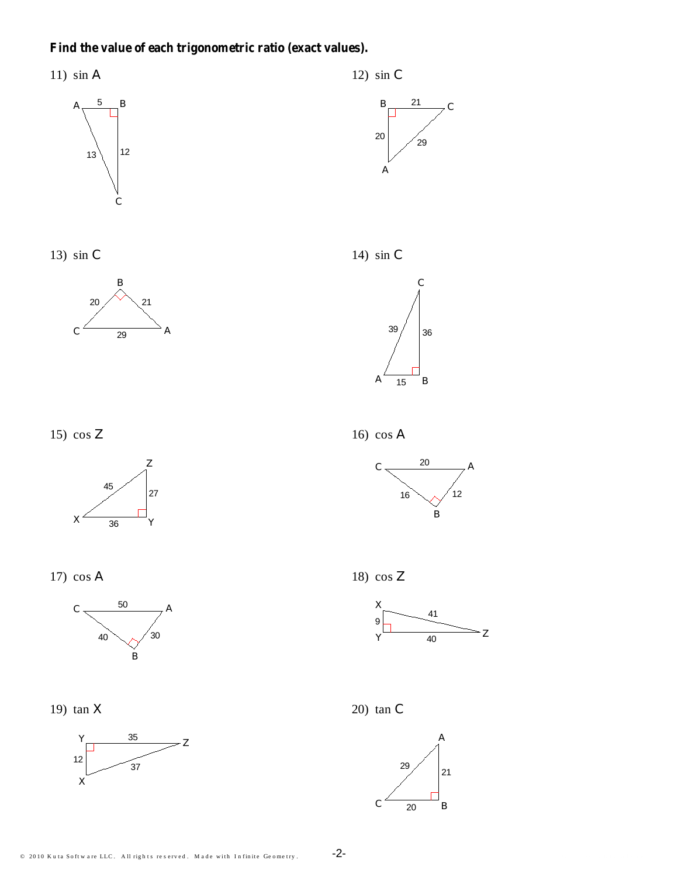**Find the value of each trigonometric ratio (exact values).**

11) $\sin A$

12) $\sin C$

13) $\sin C$

14) $\sin C$

15) $\cos Z$

16) $\cos A$

17) $\cos A$

18) $\cos Z$

19) $\tan X$

20) $\tan C$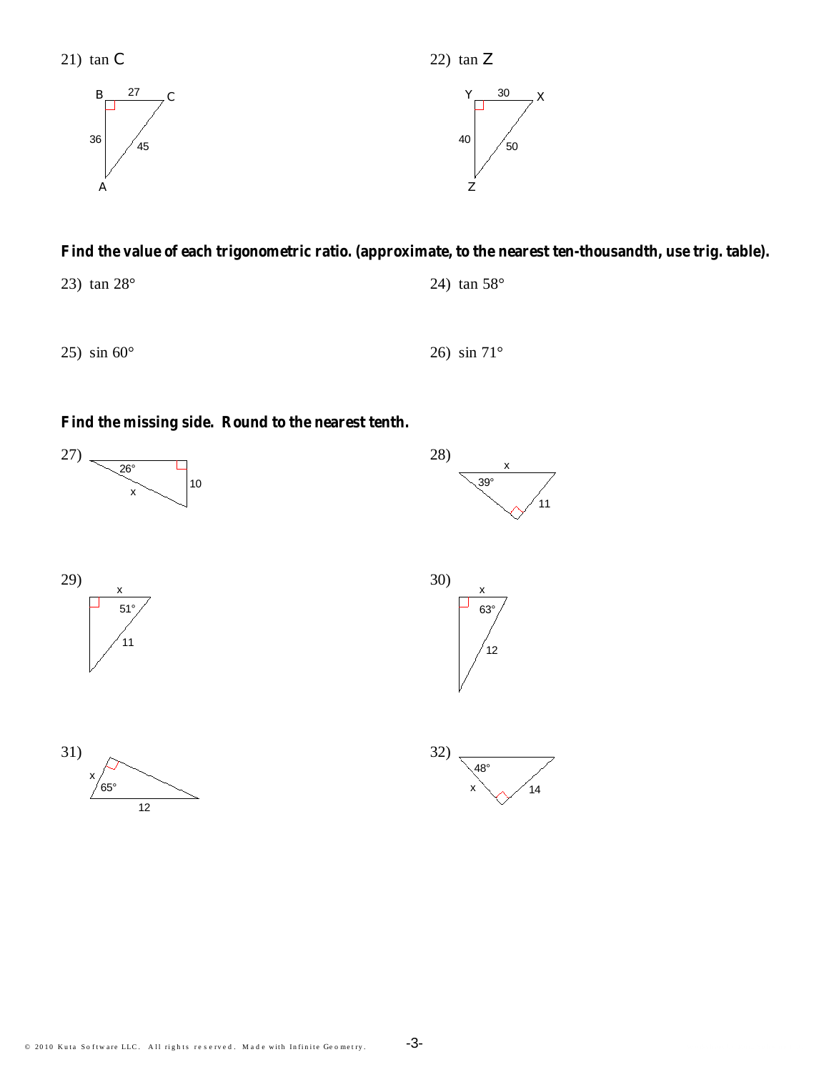21) tan C

B 27 C

36 45

A

22) tan Z

Y 30 X

40 50

Z

**Find the value of each trigonometric ratio. (approximate, to the nearest ten-thousandth, use trig. table).**

23) tan 28°

24) tan 58°

25) sin 60°

26) sin 71°

**Find the missing side. Round to the nearest tenth.**

27)

26°

10

x

28)

x

39°

11

29)

x

51°

11

30)

x

63°

12

31)

x

65°

12

32)

48°

x

14